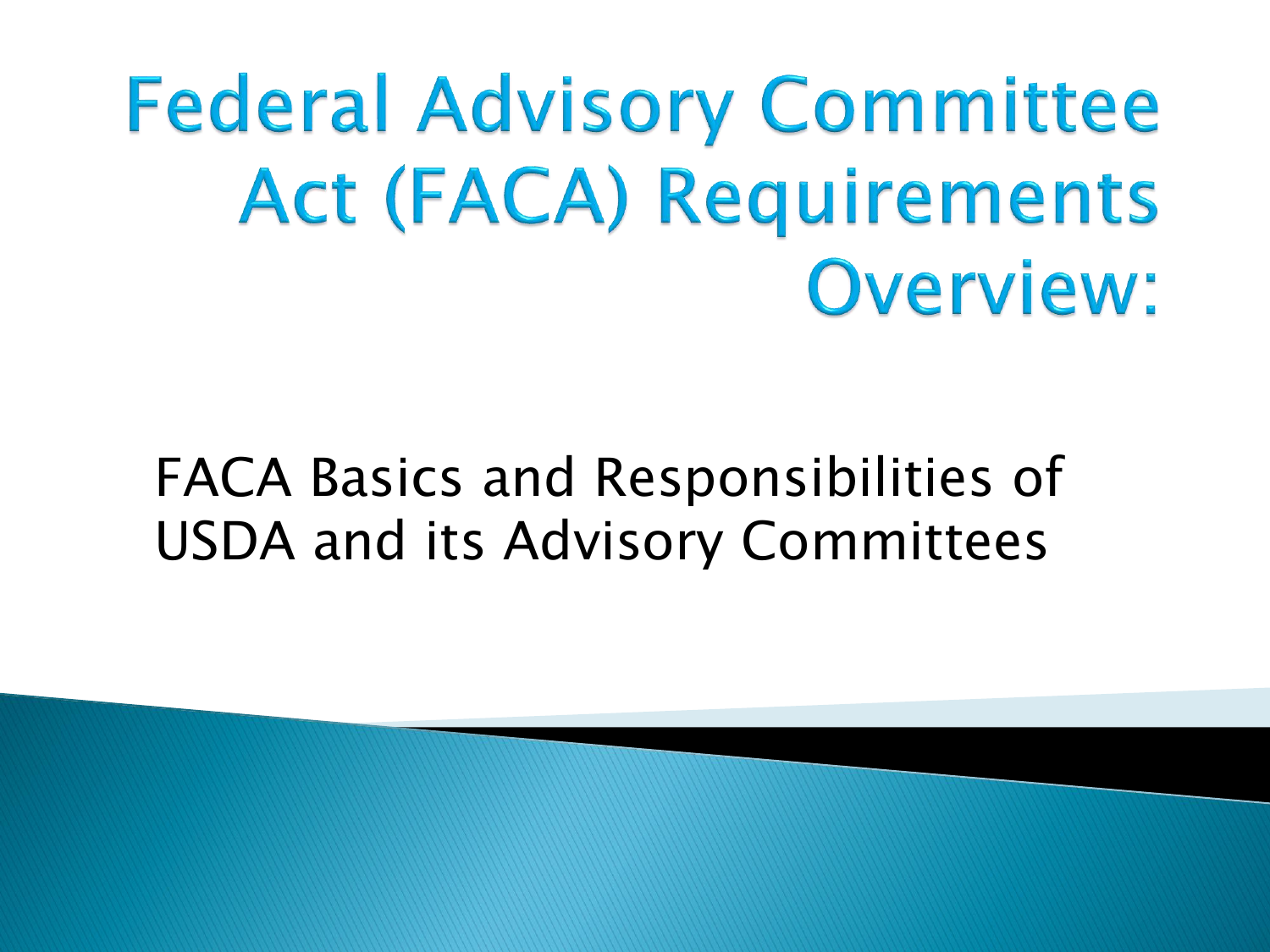# Federal Advisory Committee Act (FACA) Requirements Overview:

FACA Basics and Responsibilities of USDA and its Advisory Committees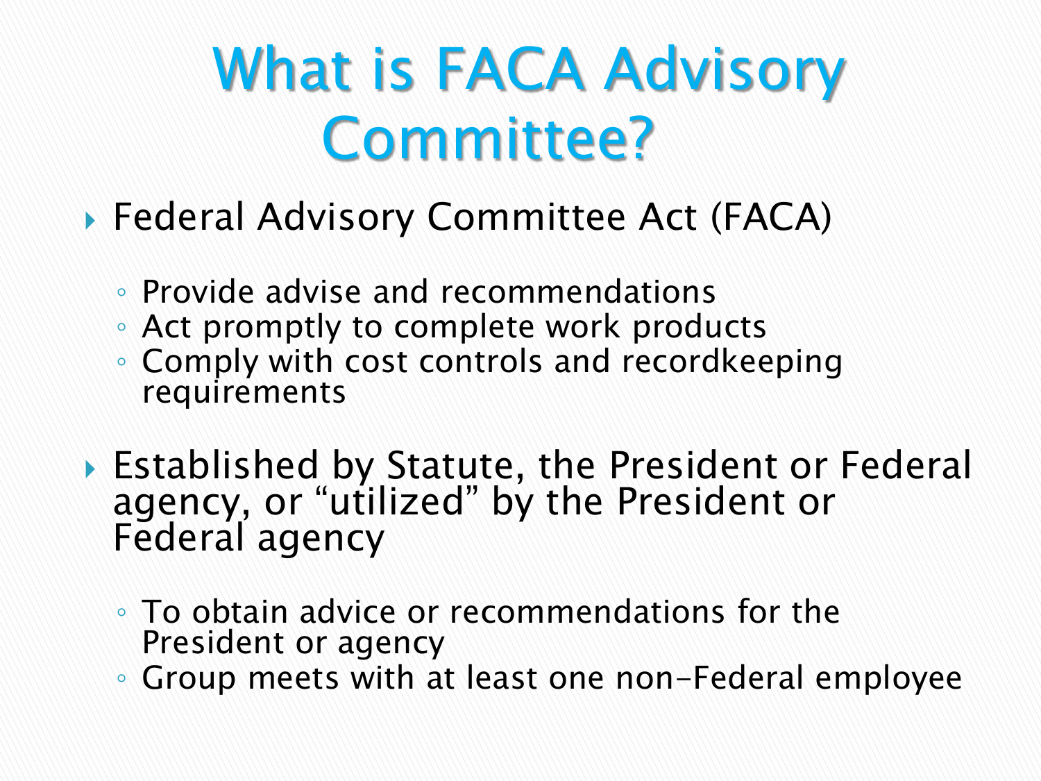# What is FACA Advisory Committee?

- Federal Advisory Committee Act (FACA)
  - Provide advise and recommendations
  - Act promptly to complete work products
  - Comply with cost controls and recordkeeping requirements
- Established by Statute, the President or Federal agency, or "utilized" by the President or Federal agency
  - To obtain advice or recommendations for the President or agency
  - Group meets with at least one non-Federal employee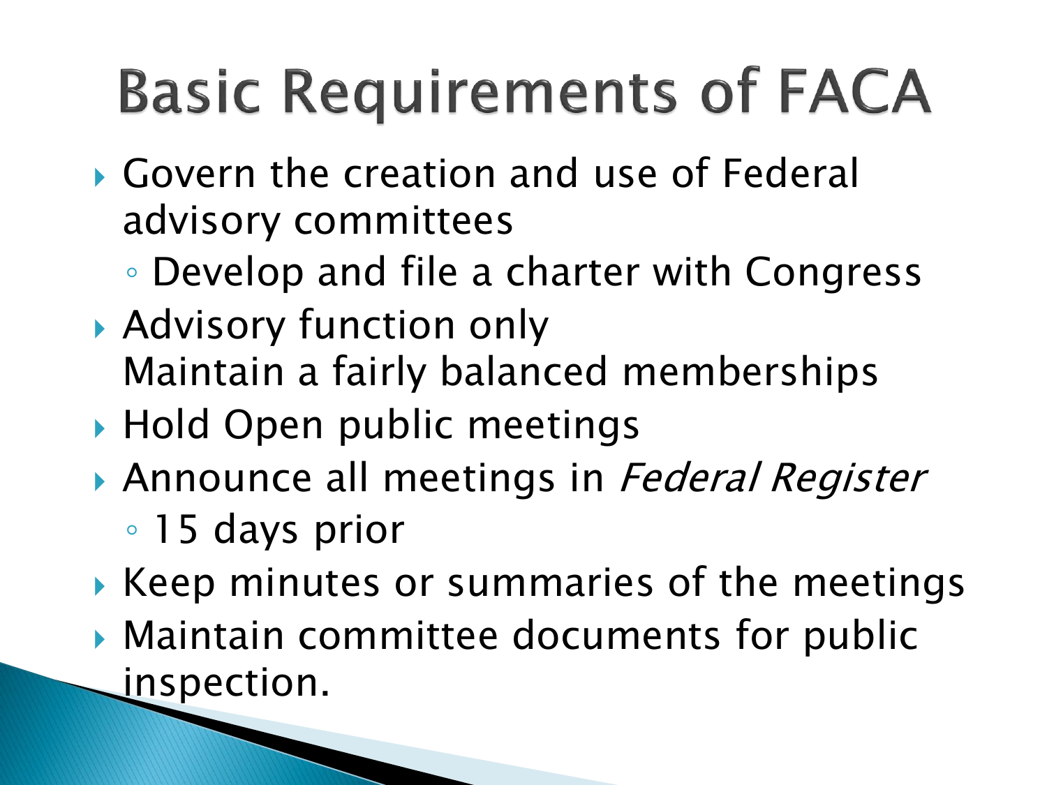# Basic Requirements of FACA

- Govern the creation and use of Federal advisory committees
  - Develop and file a charter with Congress
- Advisory function only
  Maintain a fairly balanced memberships
- Hold Open public meetings
- Announce all meetings in *Federal Register*
  - 15 days prior
- Keep minutes or summaries of the meetings
- Maintain committee documents for public inspection.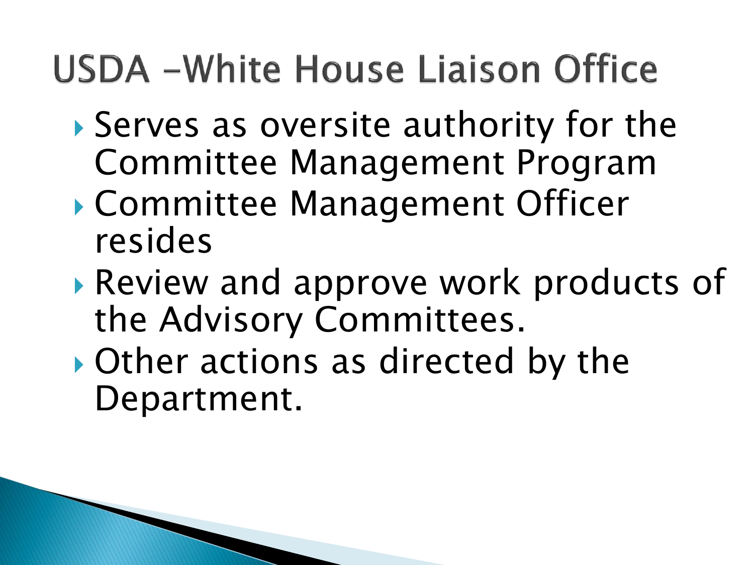# USDA -White House Liaison Office

- Serves as oversite authority for the Committee Management Program
- Committee Management Officer resides
- Review and approve work products of the Advisory Committees.
- Other actions as directed by the Department.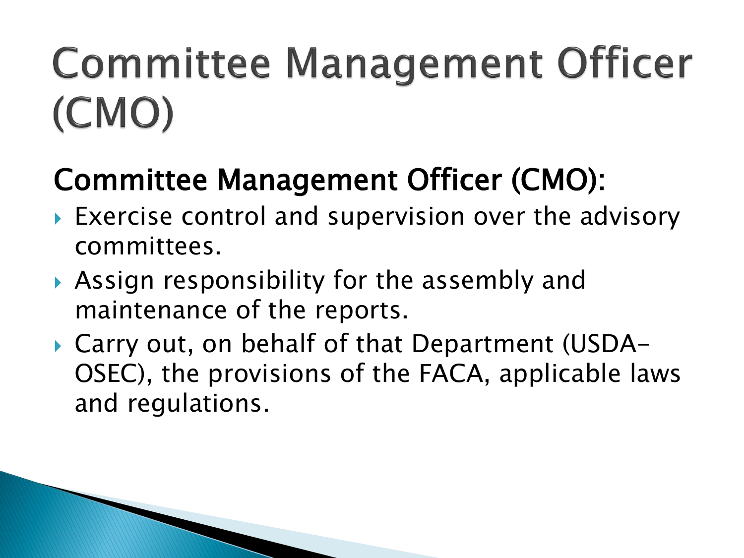# Committee Management Officer (CMO)

## Committee Management Officer (CMO):

- Exercise control and supervision over the advisory committees.
- Assign responsibility for the assembly and maintenance of the reports.
- Carry out, on behalf of that Department (USDA-OSEC), the provisions of the FACA, applicable laws and regulations.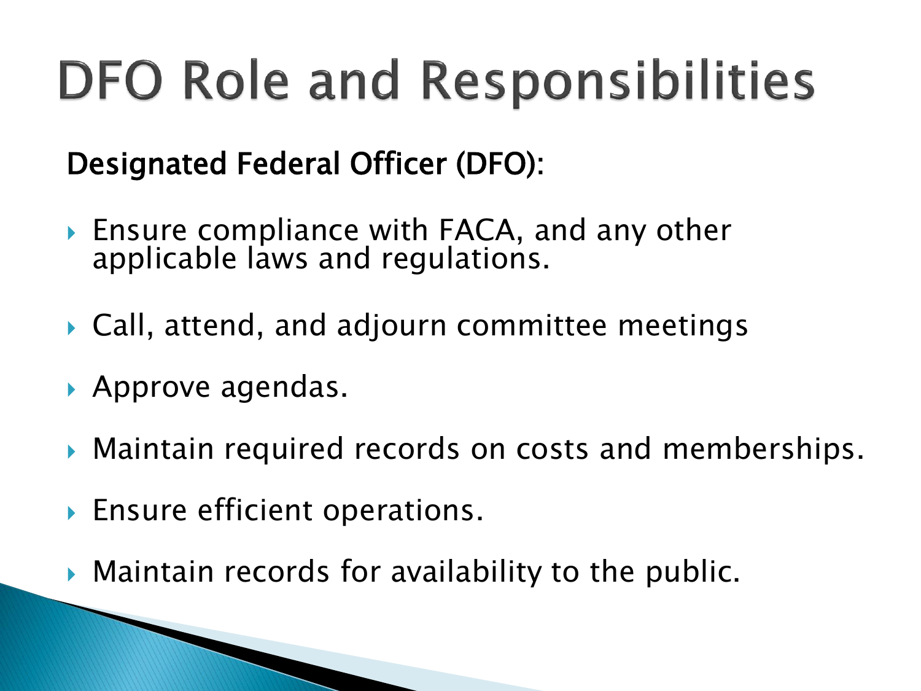# DFO Role and Responsibilities

**Designated Federal Officer (DFO):**

- Ensure compliance with FACA, and any other applicable laws and regulations.
- Call, attend, and adjourn committee meetings
- Approve agendas.
- Maintain required records on costs and memberships.
- Ensure efficient operations.
- Maintain records for availability to the public.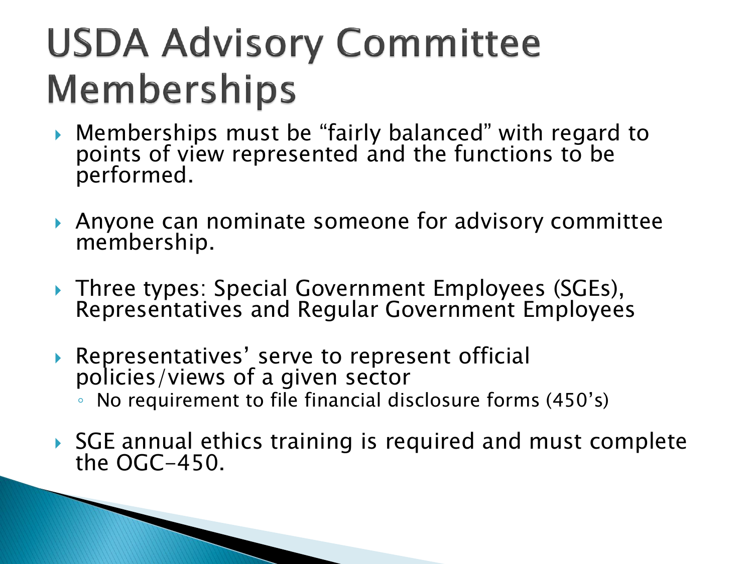# USDA Advisory Committee Memberships

- Memberships must be "fairly balanced" with regard to points of view represented and the functions to be performed.
- Anyone can nominate someone for advisory committee membership.
- Three types: Special Government Employees (SGEs), Representatives and Regular Government Employees
- Representatives' serve to represent official policies/views of a given sector
  - No requirement to file financial disclosure forms (450's)
- SGE annual ethics training is required and must complete the OGC-450.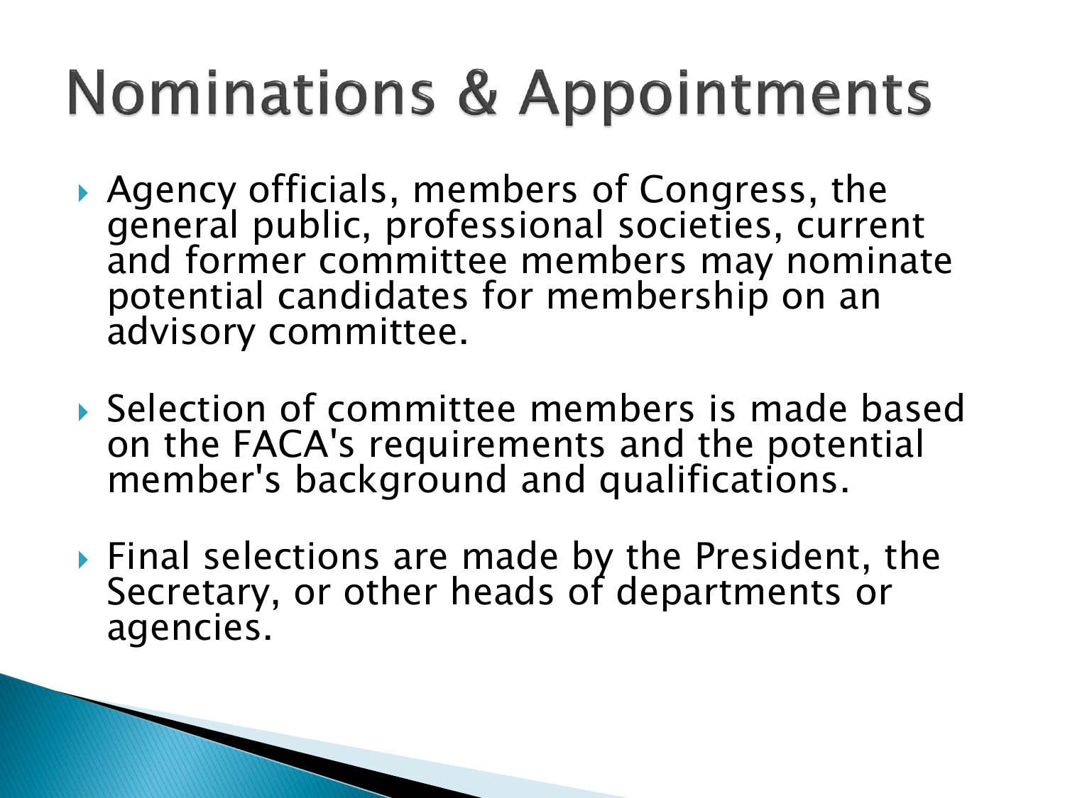# Nominations & Appointments

- Agency officials, members of Congress, the general public, professional societies, current and former committee members may nominate potential candidates for membership on an advisory committee.
- Selection of committee members is made based on the FACA's requirements and the potential member's background and qualifications.
- Final selections are made by the President, the Secretary, or other heads of departments or agencies.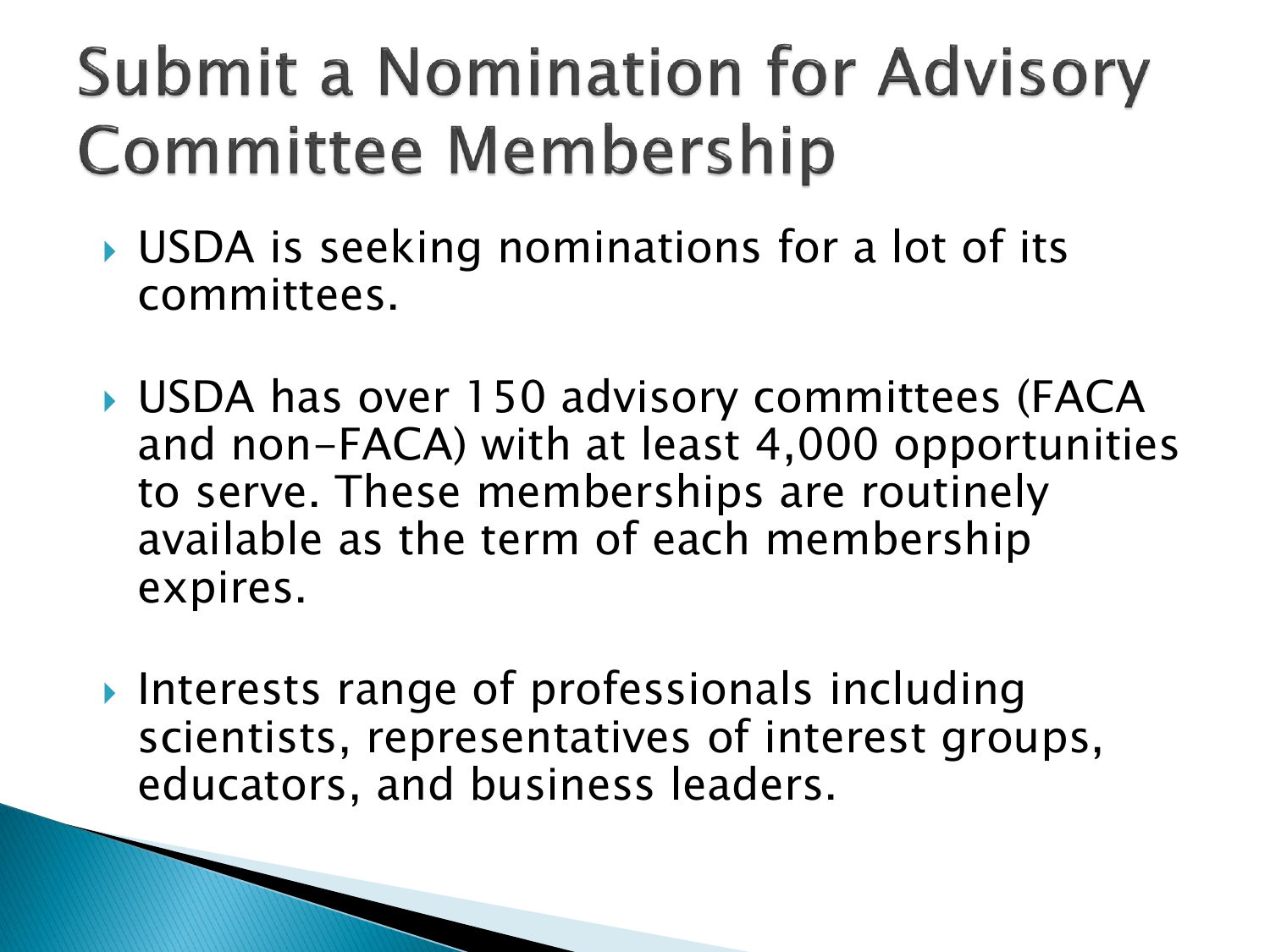# Submit a Nomination for Advisory Committee Membership

- USDA is seeking nominations for a lot of its committees.
- USDA has over 150 advisory committees (FACA and non-FACA) with at least 4,000 opportunities to serve. These memberships are routinely available as the term of each membership expires.
- Interests range of professionals including scientists, representatives of interest groups, educators, and business leaders.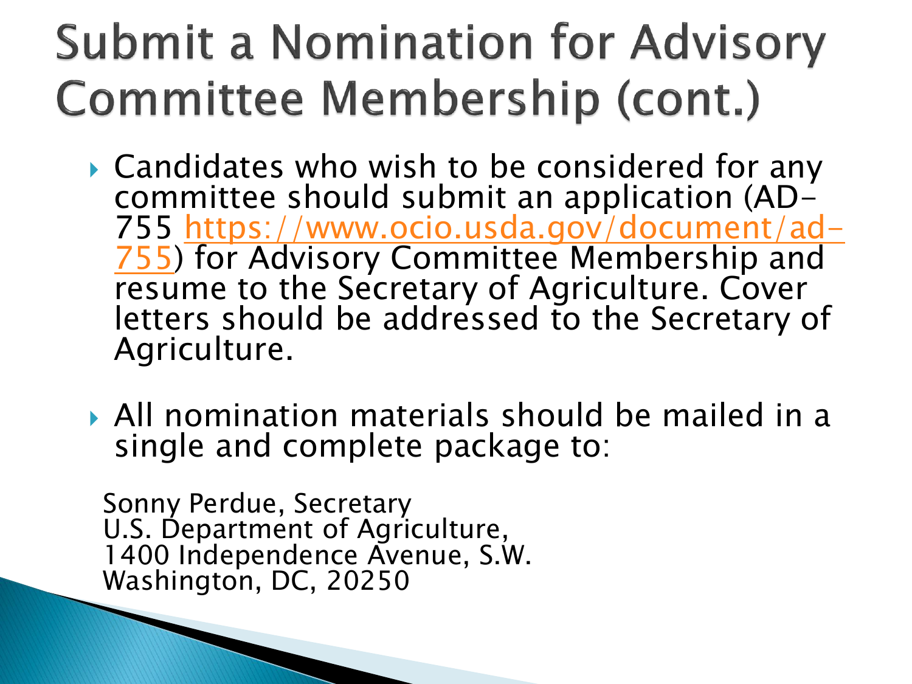# Submit a Nomination for Advisory Committee Membership (cont.)

- Candidates who wish to be considered for any committee should submit an application (AD-755 [https://www.ocio.usda.gov/document/ad-755](https://www.ocio.usda.gov/document/ad-755)) for Advisory Committee Membership and resume to the Secretary of Agriculture. Cover letters should be addressed to the Secretary of Agriculture.

- All nomination materials should be mailed in a single and complete package to:

Sonny Perdue, Secretary
U.S. Department of Agriculture,
1400 Independence Avenue, S.W.
Washington, DC, 20250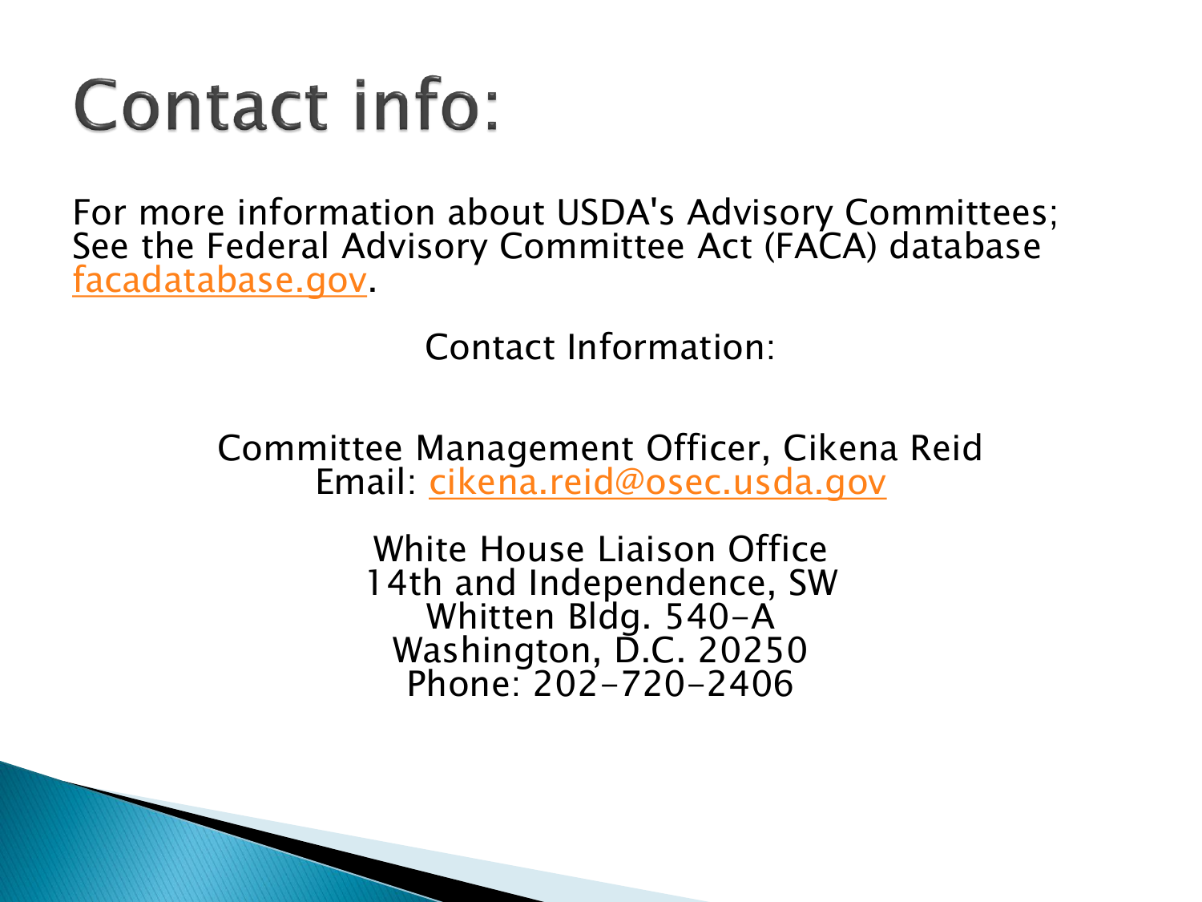# Contact info:

For more information about USDA's Advisory Committees; See the Federal Advisory Committee Act (FACA) database [facadatabase.gov](facadatabase.gov).

Contact Information:

Committee Management Officer, Cikena Reid
Email: cikena.reid@osec.usda.gov

White House Liaison Office
14th and Independence, SW
Whitten Bldg. 540-A
Washington, D.C. 20250
Phone: 202-720-2406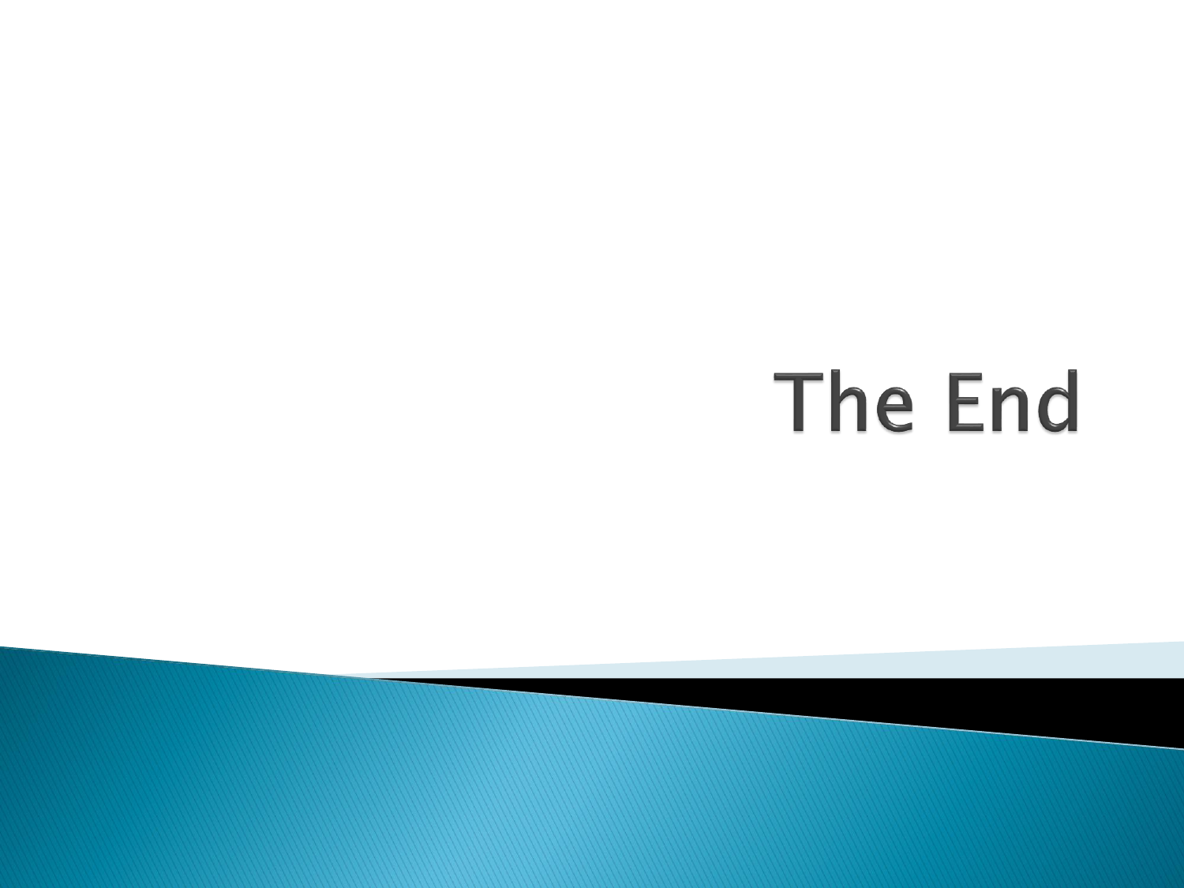# The End